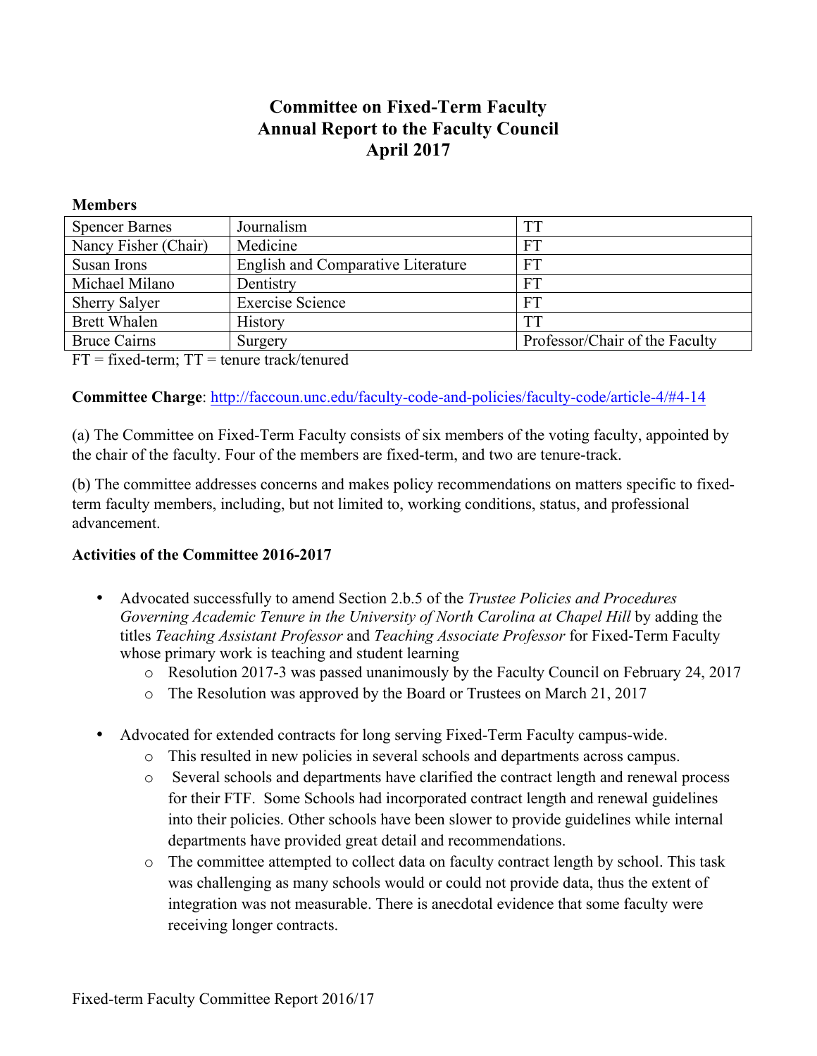# Committee on Fixed-Term Faculty
# Annual Report to the Faculty Council
# April 2017

**Members**

| Spencer Barnes | Journalism | TT |
|---|---|---|
| Nancy Fisher (Chair) | Medicine | FT |
| Susan Irons | English and Comparative Literature | FT |
| Michael Milano | Dentistry | FT |
| Sherry Salyer | Exercise Science | FT |
| Brett Whalen | History | TT |
| Bruce Cairns | Surgery | Professor/Chair of the Faculty |

FT = fixed-term; TT = tenure track/tenured

**Committee Charge**: http://faccoun.unc.edu/faculty-code-and-policies/faculty-code/article-4/#4-14

(a) The Committee on Fixed-Term Faculty consists of six members of the voting faculty, appointed by the chair of the faculty. Four of the members are fixed-term, and two are tenure-track.

(b) The committee addresses concerns and makes policy recommendations on matters specific to fixed-term faculty members, including, but not limited to, working conditions, status, and professional advancement.

**Activities of the Committee 2016-2017**

- Advocated successfully to amend Section 2.b.5 of the *Trustee Policies and Procedures Governing Academic Tenure in the University of North Carolina at Chapel Hill* by adding the titles *Teaching Assistant Professor* and *Teaching Associate Professor* for Fixed-Term Faculty whose primary work is teaching and student learning
  - Resolution 2017-3 was passed unanimously by the Faculty Council on February 24, 2017
  - The Resolution was approved by the Board or Trustees on March 21, 2017

- Advocated for extended contracts for long serving Fixed-Term Faculty campus-wide.
  - This resulted in new policies in several schools and departments across campus.
  - Several schools and departments have clarified the contract length and renewal process for their FTF. Some Schools had incorporated contract length and renewal guidelines into their policies. Other schools have been slower to provide guidelines while internal departments have provided great detail and recommendations.
  - The committee attempted to collect data on faculty contract length by school. This task was challenging as many schools would or could not provide data, thus the extent of integration was not measurable. There is anecdotal evidence that some faculty were receiving longer contracts.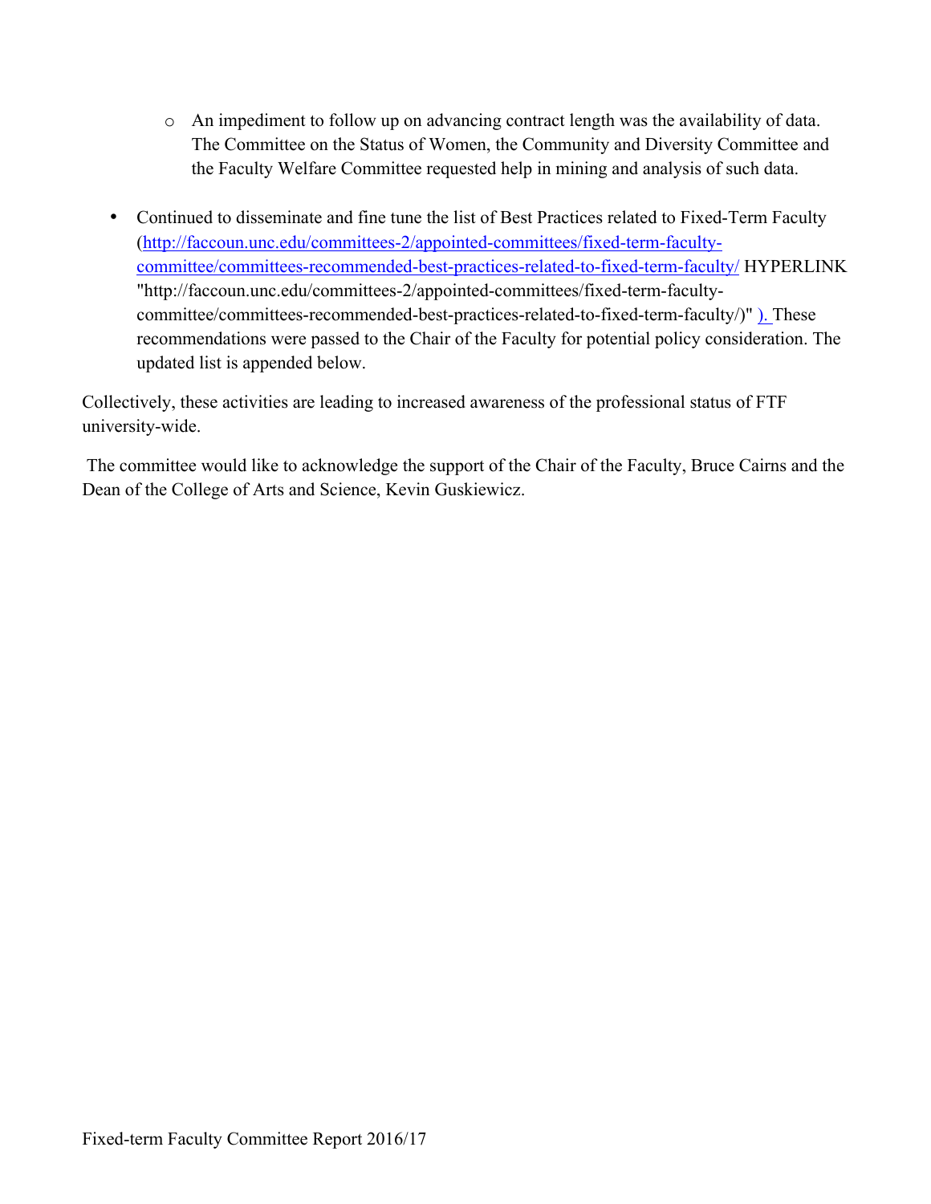- An impediment to follow up on advancing contract length was the availability of data. The Committee on the Status of Women, the Community and Diversity Committee and the Faculty Welfare Committee requested help in mining and analysis of such data.

- Continued to disseminate and fine tune the list of Best Practices related to Fixed-Term Faculty (http://faccoun.unc.edu/committees-2/appointed-committees/fixed-term-faculty-committee/committees-recommended-best-practices-related-to-fixed-term-faculty/ HYPERLINK "http://faccoun.unc.edu/committees-2/appointed-committees/fixed-term-faculty-committee/committees-recommended-best-practices-related-to-fixed-term-faculty/)" ). These recommendations were passed to the Chair of the Faculty for potential policy consideration. The updated list is appended below.

Collectively, these activities are leading to increased awareness of the professional status of FTF university-wide.

The committee would like to acknowledge the support of the Chair of the Faculty, Bruce Cairns and the Dean of the College of Arts and Science, Kevin Guskiewicz.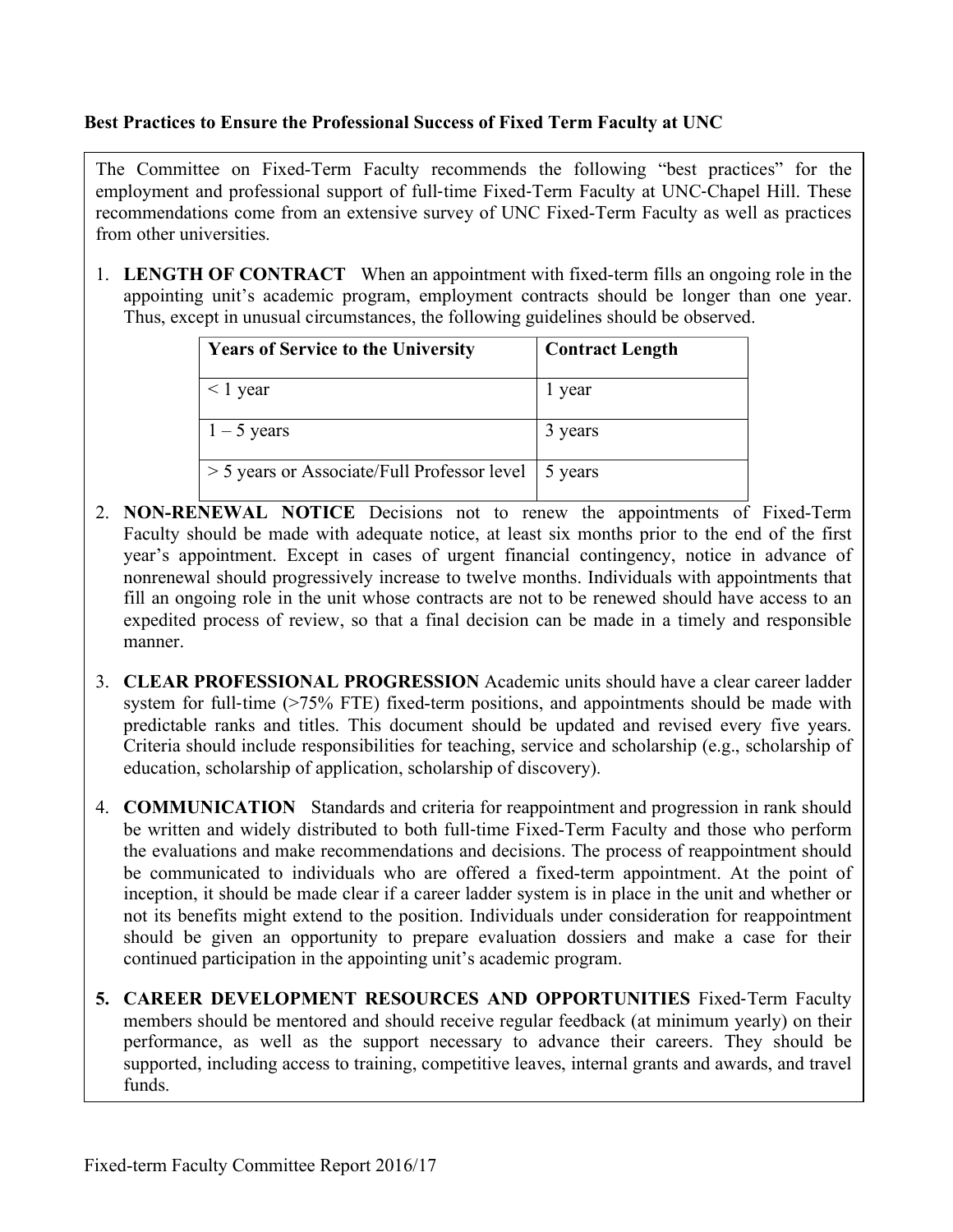**Best Practices to Ensure the Professional Success of Fixed Term Faculty at UNC**

The Committee on Fixed-Term Faculty recommends the following "best practices" for the employment and professional support of full-time Fixed-Term Faculty at UNC-Chapel Hill. These recommendations come from an extensive survey of UNC Fixed-Term Faculty as well as practices from other universities.

1. **LENGTH OF CONTRACT** When an appointment with fixed-term fills an ongoing role in the appointing unit's academic program, employment contracts should be longer than one year. Thus, except in unusual circumstances, the following guidelines should be observed.

| Years of Service to the University | Contract Length |
|---|---|
| < 1 year | 1 year |
| 1 – 5 years | 3 years |
| > 5 years or Associate/Full Professor level | 5 years |

2. **NON-RENEWAL NOTICE** Decisions not to renew the appointments of Fixed-Term Faculty should be made with adequate notice, at least six months prior to the end of the first year's appointment. Except in cases of urgent financial contingency, notice in advance of nonrenewal should progressively increase to twelve months. Individuals with appointments that fill an ongoing role in the unit whose contracts are not to be renewed should have access to an expedited process of review, so that a final decision can be made in a timely and responsible manner.

3. **CLEAR PROFESSIONAL PROGRESSION** Academic units should have a clear career ladder system for full-time (>75% FTE) fixed-term positions, and appointments should be made with predictable ranks and titles. This document should be updated and revised every five years. Criteria should include responsibilities for teaching, service and scholarship (e.g., scholarship of education, scholarship of application, scholarship of discovery).

4. **COMMUNICATION** Standards and criteria for reappointment and progression in rank should be written and widely distributed to both full-time Fixed-Term Faculty and those who perform the evaluations and make recommendations and decisions. The process of reappointment should be communicated to individuals who are offered a fixed-term appointment. At the point of inception, it should be made clear if a career ladder system is in place in the unit and whether or not its benefits might extend to the position. Individuals under consideration for reappointment should be given an opportunity to prepare evaluation dossiers and make a case for their continued participation in the appointing unit's academic program.

5. **CAREER DEVELOPMENT RESOURCES AND OPPORTUNITIES** Fixed-Term Faculty members should be mentored and should receive regular feedback (at minimum yearly) on their performance, as well as the support necessary to advance their careers. They should be supported, including access to training, competitive leaves, internal grants and awards, and travel funds.

Fixed-term Faculty Committee Report 2016/17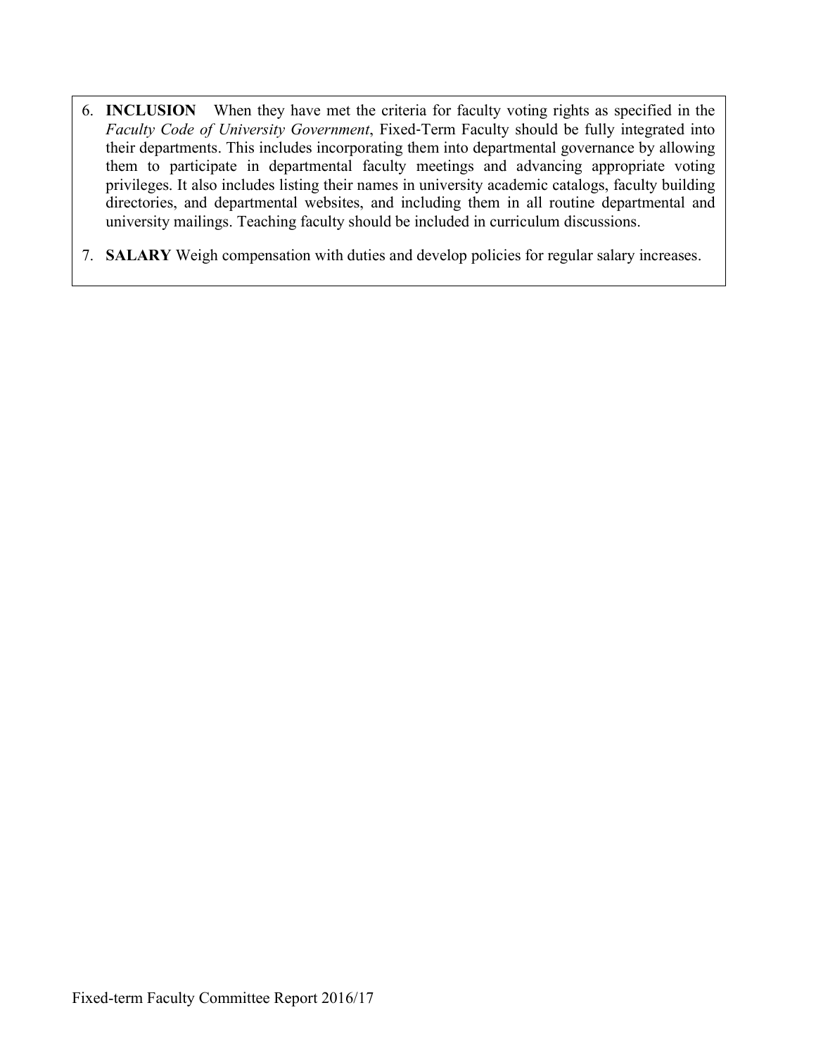6. **INCLUSION** When they have met the criteria for faculty voting rights as specified in the *Faculty Code of University Government*, Fixed-Term Faculty should be fully integrated into their departments. This includes incorporating them into departmental governance by allowing them to participate in departmental faculty meetings and advancing appropriate voting privileges. It also includes listing their names in university academic catalogs, faculty building directories, and departmental websites, and including them in all routine departmental and university mailings. Teaching faculty should be included in curriculum discussions.

7. **SALARY** Weigh compensation with duties and develop policies for regular salary increases.